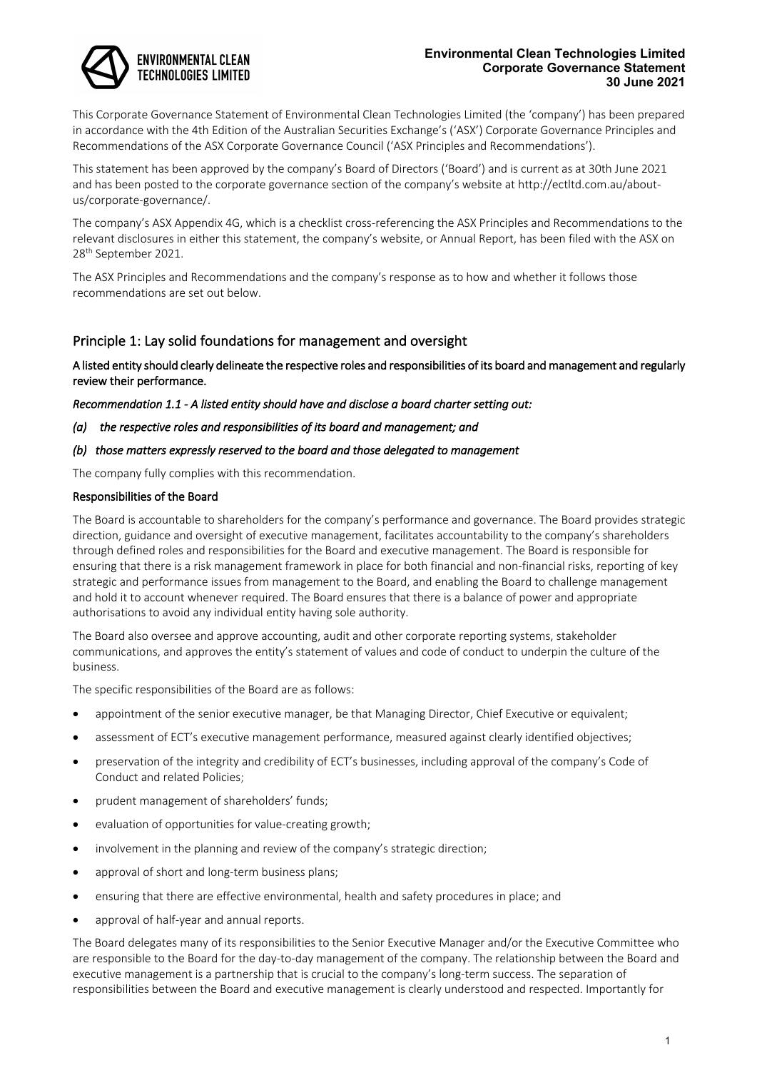This Corporate Governance Statement of Environmental Clean Technologies Limited (the 'company') has been prepared in accordance with the 4th Edition of the Australian Securities Exchange's ('ASX') Corporate Governance Principles and Recommendations of the ASX Corporate Governance Council ('ASX Principles and Recommendations').

This statement has been approved by the company's Board of Directors ('Board') and is current as at 30th June 2021 and has been posted to the corporate governance section of the company's website at http://ectltd.com.au/about-us/corporate-governance/.

The company's ASX Appendix 4G, which is a checklist cross-referencing the ASX Principles and Recommendations to the relevant disclosures in either this statement, the company's website, or Annual Report, has been filed with the ASX on 28th September 2021.

The ASX Principles and Recommendations and the company's response as to how and whether it follows those recommendations are set out below.

## Principle 1: Lay solid foundations for management and oversight

**A listed entity should clearly delineate the respective roles and responsibilities of its board and management and regularly review their performance.**

***Recommendation 1.1 - A listed entity should have and disclose a board charter setting out:***

***(a) the respective roles and responsibilities of its board and management; and***

***(b) those matters expressly reserved to the board and those delegated to management***

The company fully complies with this recommendation.

**Responsibilities of the Board**

The Board is accountable to shareholders for the company's performance and governance. The Board provides strategic direction, guidance and oversight of executive management, facilitates accountability to the company's shareholders through defined roles and responsibilities for the Board and executive management. The Board is responsible for ensuring that there is a risk management framework in place for both financial and non-financial risks, reporting of key strategic and performance issues from management to the Board, and enabling the Board to challenge management and hold it to account whenever required. The Board ensures that there is a balance of power and appropriate authorisations to avoid any individual entity having sole authority.

The Board also oversee and approve accounting, audit and other corporate reporting systems, stakeholder communications, and approves the entity's statement of values and code of conduct to underpin the culture of the business.

The specific responsibilities of the Board are as follows:

- appointment of the senior executive manager, be that Managing Director, Chief Executive or equivalent;
- assessment of ECT's executive management performance, measured against clearly identified objectives;
- preservation of the integrity and credibility of ECT's businesses, including approval of the company's Code of Conduct and related Policies;
- prudent management of shareholders' funds;
- evaluation of opportunities for value-creating growth;
- involvement in the planning and review of the company's strategic direction;
- approval of short and long-term business plans;
- ensuring that there are effective environmental, health and safety procedures in place; and
- approval of half-year and annual reports.

The Board delegates many of its responsibilities to the Senior Executive Manager and/or the Executive Committee who are responsible to the Board for the day-to-day management of the company. The relationship between the Board and executive management is a partnership that is crucial to the company's long-term success. The separation of responsibilities between the Board and executive management is clearly understood and respected. Importantly for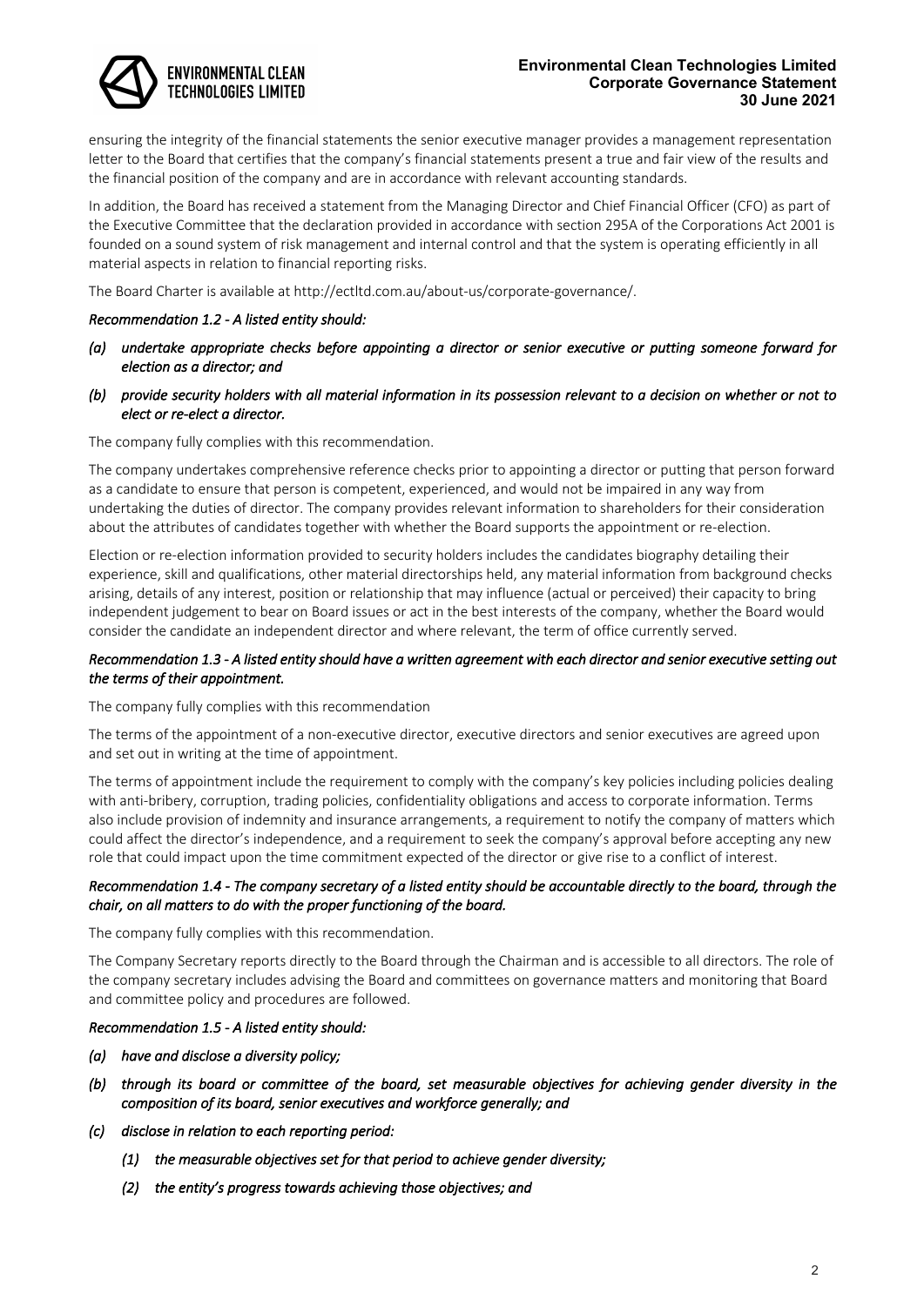ensuring the integrity of the financial statements the senior executive manager provides a management representation letter to the Board that certifies that the company's financial statements present a true and fair view of the results and the financial position of the company and are in accordance with relevant accounting standards.

In addition, the Board has received a statement from the Managing Director and Chief Financial Officer (CFO) as part of the Executive Committee that the declaration provided in accordance with section 295A of the Corporations Act 2001 is founded on a sound system of risk management and internal control and that the system is operating efficiently in all material aspects in relation to financial reporting risks.

The Board Charter is available at http://ectltd.com.au/about-us/corporate-governance/.

*Recommendation 1.2 - A listed entity should:*

*(a) undertake appropriate checks before appointing a director or senior executive or putting someone forward for election as a director; and*

*(b) provide security holders with all material information in its possession relevant to a decision on whether or not to elect or re-elect a director.*

The company fully complies with this recommendation.

The company undertakes comprehensive reference checks prior to appointing a director or putting that person forward as a candidate to ensure that person is competent, experienced, and would not be impaired in any way from undertaking the duties of director. The company provides relevant information to shareholders for their consideration about the attributes of candidates together with whether the Board supports the appointment or re-election.

Election or re-election information provided to security holders includes the candidates biography detailing their experience, skill and qualifications, other material directorships held, any material information from background checks arising, details of any interest, position or relationship that may influence (actual or perceived) their capacity to bring independent judgement to bear on Board issues or act in the best interests of the company, whether the Board would consider the candidate an independent director and where relevant, the term of office currently served.

*Recommendation 1.3 - A listed entity should have a written agreement with each director and senior executive setting out the terms of their appointment.*

The company fully complies with this recommendation

The terms of the appointment of a non-executive director, executive directors and senior executives are agreed upon and set out in writing at the time of appointment.

The terms of appointment include the requirement to comply with the company's key policies including policies dealing with anti-bribery, corruption, trading policies, confidentiality obligations and access to corporate information. Terms also include provision of indemnity and insurance arrangements, a requirement to notify the company of matters which could affect the director's independence, and a requirement to seek the company's approval before accepting any new role that could impact upon the time commitment expected of the director or give rise to a conflict of interest.

*Recommendation 1.4 - The company secretary of a listed entity should be accountable directly to the board, through the chair, on all matters to do with the proper functioning of the board.*

The company fully complies with this recommendation.

The Company Secretary reports directly to the Board through the Chairman and is accessible to all directors. The role of the company secretary includes advising the Board and committees on governance matters and monitoring that Board and committee policy and procedures are followed.

*Recommendation 1.5 - A listed entity should:*

*(a) have and disclose a diversity policy;*

*(b) through its board or committee of the board, set measurable objectives for achieving gender diversity in the composition of its board, senior executives and workforce generally; and*

*(c) disclose in relation to each reporting period:*

*(1) the measurable objectives set for that period to achieve gender diversity;*

*(2) the entity's progress towards achieving those objectives; and*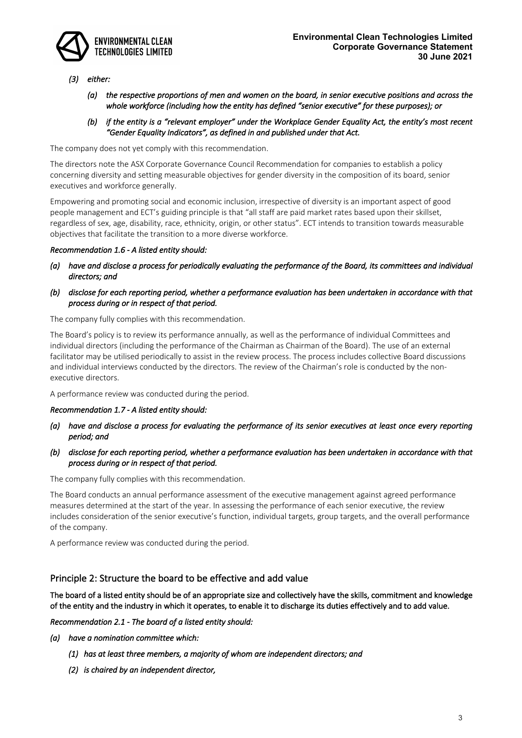*(3) either:*

*(a) the respective proportions of men and women on the board, in senior executive positions and across the whole workforce (including how the entity has defined "senior executive" for these purposes); or*

*(b) if the entity is a "relevant employer" under the Workplace Gender Equality Act, the entity's most recent "Gender Equality Indicators", as defined in and published under that Act.*

The company does not yet comply with this recommendation.

The directors note the ASX Corporate Governance Council Recommendation for companies to establish a policy concerning diversity and setting measurable objectives for gender diversity in the composition of its board, senior executives and workforce generally.

Empowering and promoting social and economic inclusion, irrespective of diversity is an important aspect of good people management and ECT's guiding principle is that "all staff are paid market rates based upon their skillset, regardless of sex, age, disability, race, ethnicity, origin, or other status". ECT intends to transition towards measurable objectives that facilitate the transition to a more diverse workforce.

***Recommendation 1.6 - A listed entity should:***

*(a) have and disclose a process for periodically evaluating the performance of the Board, its committees and individual directors; and*

*(b) disclose for each reporting period, whether a performance evaluation has been undertaken in accordance with that process during or in respect of that period.*

The company fully complies with this recommendation.

The Board's policy is to review its performance annually, as well as the performance of individual Committees and individual directors (including the performance of the Chairman as Chairman of the Board). The use of an external facilitator may be utilised periodically to assist in the review process. The process includes collective Board discussions and individual interviews conducted by the directors. The review of the Chairman's role is conducted by the non-executive directors.

A performance review was conducted during the period.

***Recommendation 1.7 - A listed entity should:***

*(a) have and disclose a process for evaluating the performance of its senior executives at least once every reporting period; and*

*(b) disclose for each reporting period, whether a performance evaluation has been undertaken in accordance with that process during or in respect of that period.*

The company fully complies with this recommendation.

The Board conducts an annual performance assessment of the executive management against agreed performance measures determined at the start of the year. In assessing the performance of each senior executive, the review includes consideration of the senior executive's function, individual targets, group targets, and the overall performance of the company.

A performance review was conducted during the period.

## Principle 2: Structure the board to be effective and add value

**The board of a listed entity should be of an appropriate size and collectively have the skills, commitment and knowledge of the entity and the industry in which it operates, to enable it to discharge its duties effectively and to add value.**

***Recommendation 2.1 - The board of a listed entity should:***

*(a) have a nomination committee which:*

*(1) has at least three members, a majority of whom are independent directors; and*

*(2) is chaired by an independent director,*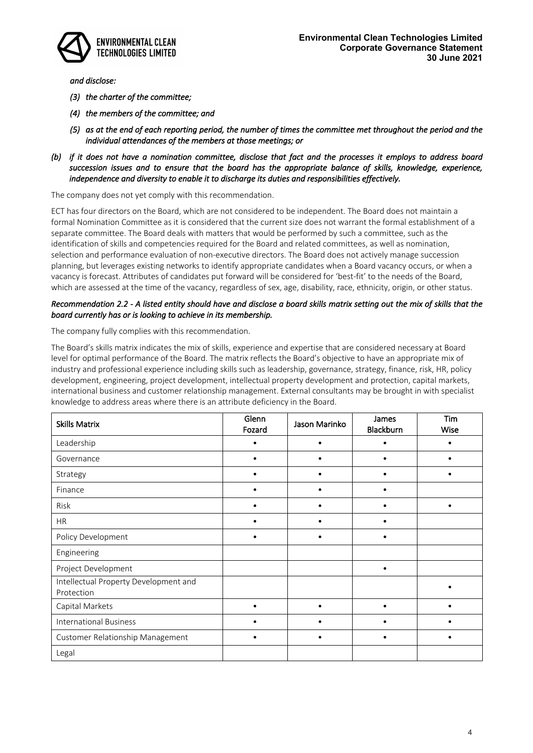*and disclose:*

*(3) the charter of the committee;*

*(4) the members of the committee; and*

*(5) as at the end of each reporting period, the number of times the committee met throughout the period and the individual attendances of the members at those meetings; or*

*(b) if it does not have a nomination committee, disclose that fact and the processes it employs to address board succession issues and to ensure that the board has the appropriate balance of skills, knowledge, experience, independence and diversity to enable it to discharge its duties and responsibilities effectively.*

The company does not yet comply with this recommendation.

ECT has four directors on the Board, which are not considered to be independent. The Board does not maintain a formal Nomination Committee as it is considered that the current size does not warrant the formal establishment of a separate committee. The Board deals with matters that would be performed by such a committee, such as the identification of skills and competencies required for the Board and related committees, as well as nomination, selection and performance evaluation of non-executive directors. The Board does not actively manage succession planning, but leverages existing networks to identify appropriate candidates when a Board vacancy occurs, or when a vacancy is forecast. Attributes of candidates put forward will be considered for 'best-fit' to the needs of the Board, which are assessed at the time of the vacancy, regardless of sex, age, disability, race, ethnicity, origin, or other status.

***Recommendation 2.2 - A listed entity should have and disclose a board skills matrix setting out the mix of skills that the board currently has or is looking to achieve in its membership.***

The company fully complies with this recommendation.

The Board's skills matrix indicates the mix of skills, experience and expertise that are considered necessary at Board level for optimal performance of the Board. The matrix reflects the Board's objective to have an appropriate mix of industry and professional experience including skills such as leadership, governance, strategy, finance, risk, HR, policy development, engineering, project development, intellectual property development and protection, capital markets, international business and customer relationship management. External consultants may be brought in with specialist knowledge to address areas where there is an attribute deficiency in the Board.

| Skills Matrix | Glenn Fozard | Jason Marinko | James Blackburn | Tim Wise |
|---|---|---|---|---|
| Leadership | • | • | • | • |
| Governance | • | • | • | • |
| Strategy | • | • | • | • |
| Finance | • | • | • | |
| Risk | • | • | • | • |
| HR | • | • | • | |
| Policy Development | • | • | • | |
| Engineering | | | | |
| Project Development | | | • | |
| Intellectual Property Development and Protection | | | | • |
| Capital Markets | • | • | • | • |
| International Business | • | • | • | • |
| Customer Relationship Management | • | • | • | • |
| Legal | | | | |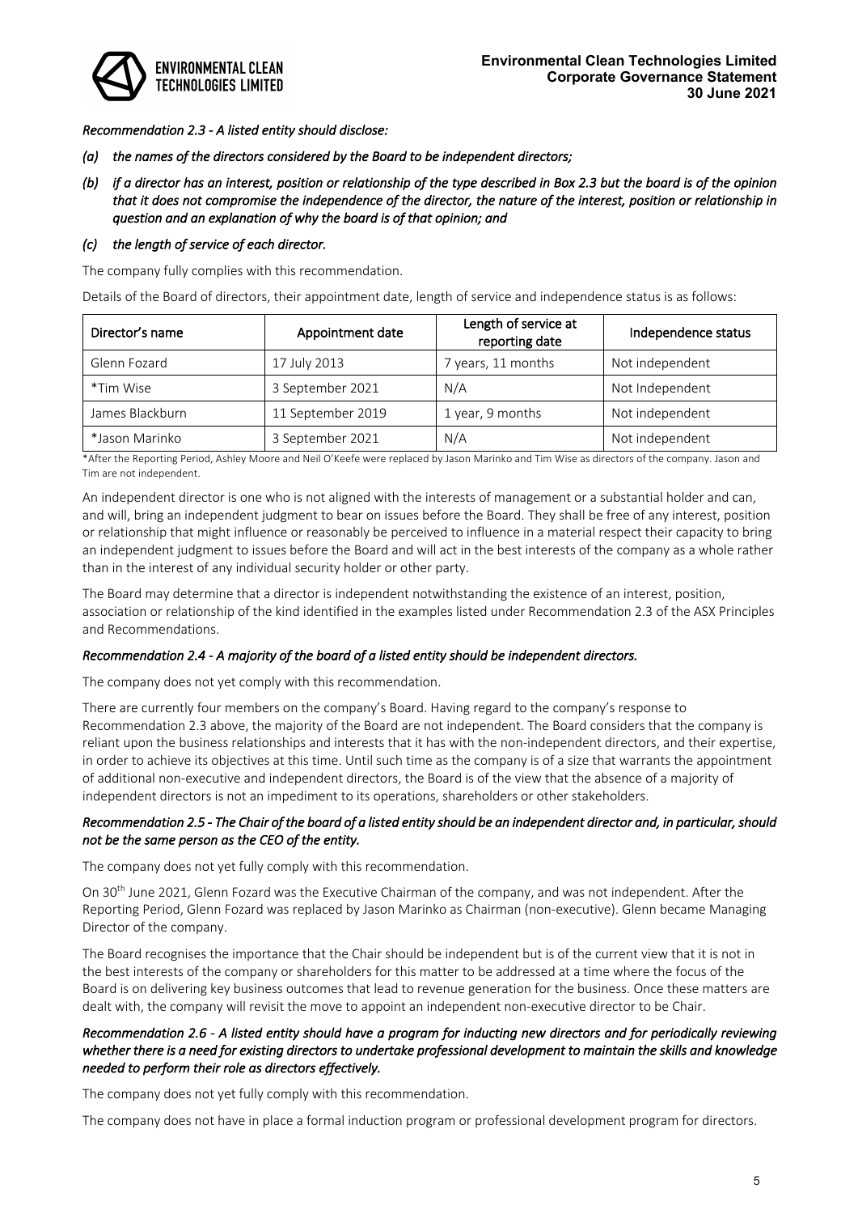*Recommendation 2.3 - A listed entity should disclose:*

*(a) the names of the directors considered by the Board to be independent directors;*

*(b) if a director has an interest, position or relationship of the type described in Box 2.3 but the board is of the opinion that it does not compromise the independence of the director, the nature of the interest, position or relationship in question and an explanation of why the board is of that opinion; and*

*(c) the length of service of each director.*

The company fully complies with this recommendation.

Details of the Board of directors, their appointment date, length of service and independence status is as follows:

| Director's name | Appointment date | Length of service at reporting date | Independence status |
|---|---|---|---|
| Glenn Fozard | 17 July 2013 | 7 years, 11 months | Not independent |
| *Tim Wise | 3 September 2021 | N/A | Not Independent |
| James Blackburn | 11 September 2019 | 1 year, 9 months | Not independent |
| *Jason Marinko | 3 September 2021 | N/A | Not independent |

*After the Reporting Period, Ashley Moore and Neil O'Keefe were replaced by Jason Marinko and Tim Wise as directors of the company. Jason and Tim are not independent.

An independent director is one who is not aligned with the interests of management or a substantial holder and can, and will, bring an independent judgment to bear on issues before the Board. They shall be free of any interest, position or relationship that might influence or reasonably be perceived to influence in a material respect their capacity to bring an independent judgment to issues before the Board and will act in the best interests of the company as a whole rather than in the interest of any individual security holder or other party.

The Board may determine that a director is independent notwithstanding the existence of an interest, position, association or relationship of the kind identified in the examples listed under Recommendation 2.3 of the ASX Principles and Recommendations.

*Recommendation 2.4 - A majority of the board of a listed entity should be independent directors.*

The company does not yet comply with this recommendation.

There are currently four members on the company's Board. Having regard to the company's response to Recommendation 2.3 above, the majority of the Board are not independent. The Board considers that the company is reliant upon the business relationships and interests that it has with the non-independent directors, and their expertise, in order to achieve its objectives at this time. Until such time as the company is of a size that warrants the appointment of additional non-executive and independent directors, the Board is of the view that the absence of a majority of independent directors is not an impediment to its operations, shareholders or other stakeholders.

*Recommendation 2.5 - The Chair of the board of a listed entity should be an independent director and, in particular, should not be the same person as the CEO of the entity.*

The company does not yet fully comply with this recommendation.

On 30th June 2021, Glenn Fozard was the Executive Chairman of the company, and was not independent. After the Reporting Period, Glenn Fozard was replaced by Jason Marinko as Chairman (non-executive). Glenn became Managing Director of the company.

The Board recognises the importance that the Chair should be independent but is of the current view that it is not in the best interests of the company or shareholders for this matter to be addressed at a time where the focus of the Board is on delivering key business outcomes that lead to revenue generation for the business. Once these matters are dealt with, the company will revisit the move to appoint an independent non-executive director to be Chair.

*Recommendation 2.6 - A listed entity should have a program for inducting new directors and for periodically reviewing whether there is a need for existing directors to undertake professional development to maintain the skills and knowledge needed to perform their role as directors effectively.*

The company does not yet fully comply with this recommendation.

The company does not have in place a formal induction program or professional development program for directors.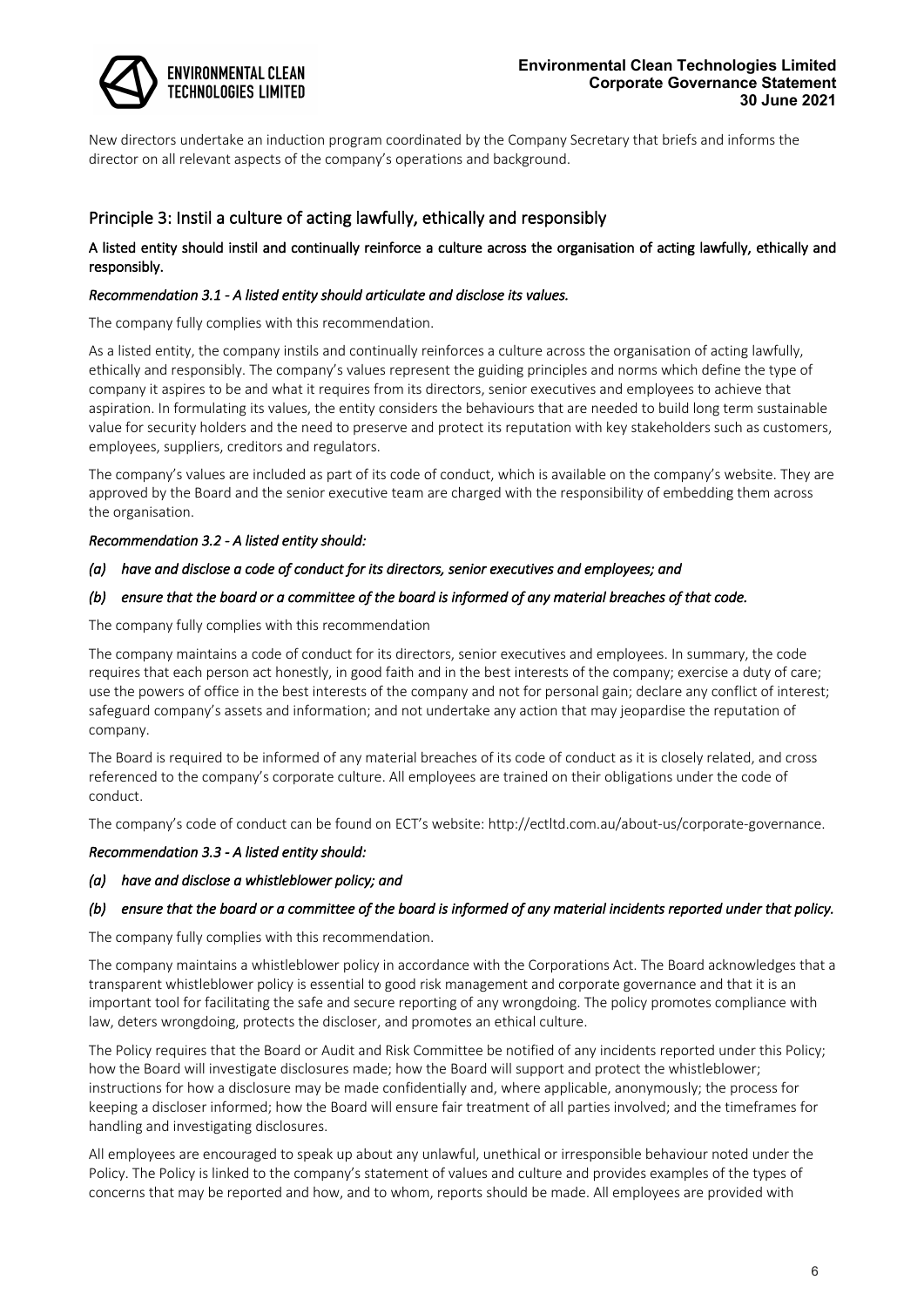New directors undertake an induction program coordinated by the Company Secretary that briefs and informs the director on all relevant aspects of the company's operations and background.

## Principle 3: Instil a culture of acting lawfully, ethically and responsibly

**A listed entity should instil and continually reinforce a culture across the organisation of acting lawfully, ethically and responsibly.**

***Recommendation 3.1 - A listed entity should articulate and disclose its values.***

The company fully complies with this recommendation.

As a listed entity, the company instils and continually reinforces a culture across the organisation of acting lawfully, ethically and responsibly. The company's values represent the guiding principles and norms which define the type of company it aspires to be and what it requires from its directors, senior executives and employees to achieve that aspiration. In formulating its values, the entity considers the behaviours that are needed to build long term sustainable value for security holders and the need to preserve and protect its reputation with key stakeholders such as customers, employees, suppliers, creditors and regulators.

The company's values are included as part of its code of conduct, which is available on the company's website. They are approved by the Board and the senior executive team are charged with the responsibility of embedding them across the organisation.

***Recommendation 3.2 - A listed entity should:***

***(a) have and disclose a code of conduct for its directors, senior executives and employees; and***

***(b) ensure that the board or a committee of the board is informed of any material breaches of that code.***

The company fully complies with this recommendation

The company maintains a code of conduct for its directors, senior executives and employees. In summary, the code requires that each person act honestly, in good faith and in the best interests of the company; exercise a duty of care; use the powers of office in the best interests of the company and not for personal gain; declare any conflict of interest; safeguard company's assets and information; and not undertake any action that may jeopardise the reputation of company.

The Board is required to be informed of any material breaches of its code of conduct as it is closely related, and cross referenced to the company's corporate culture. All employees are trained on their obligations under the code of conduct.

The company's code of conduct can be found on ECT's website: http://ectltd.com.au/about-us/corporate-governance.

***Recommendation 3.3 - A listed entity should:***

***(a) have and disclose a whistleblower policy; and***

***(b) ensure that the board or a committee of the board is informed of any material incidents reported under that policy.***

The company fully complies with this recommendation.

The company maintains a whistleblower policy in accordance with the Corporations Act. The Board acknowledges that a transparent whistleblower policy is essential to good risk management and corporate governance and that it is an important tool for facilitating the safe and secure reporting of any wrongdoing. The policy promotes compliance with law, deters wrongdoing, protects the discloser, and promotes an ethical culture.

The Policy requires that the Board or Audit and Risk Committee be notified of any incidents reported under this Policy; how the Board will investigate disclosures made; how the Board will support and protect the whistleblower; instructions for how a disclosure may be made confidentially and, where applicable, anonymously; the process for keeping a discloser informed; how the Board will ensure fair treatment of all parties involved; and the timeframes for handling and investigating disclosures.

All employees are encouraged to speak up about any unlawful, unethical or irresponsible behaviour noted under the Policy. The Policy is linked to the company's statement of values and culture and provides examples of the types of concerns that may be reported and how, and to whom, reports should be made. All employees are provided with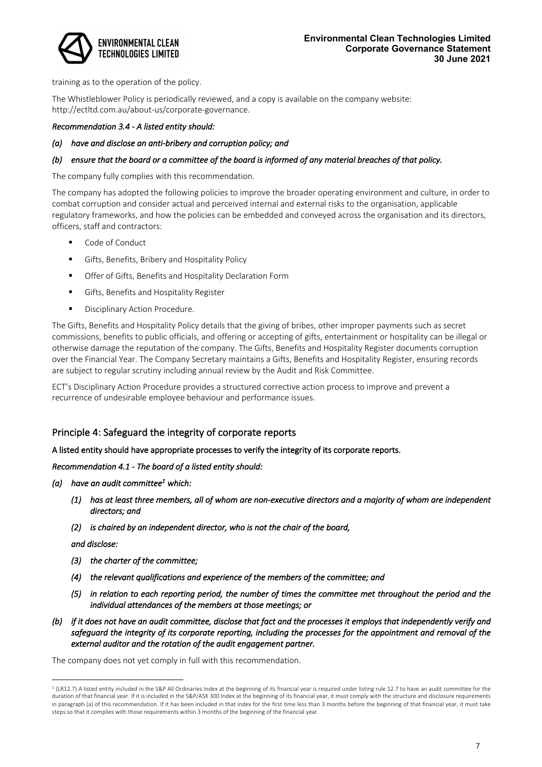training as to the operation of the policy.

The Whistleblower Policy is periodically reviewed, and a copy is available on the company website: http://ectltd.com.au/about-us/corporate-governance.

*Recommendation 3.4 - A listed entity should:*

*(a) have and disclose an anti-bribery and corruption policy; and*

*(b) ensure that the board or a committee of the board is informed of any material breaches of that policy.*

The company fully complies with this recommendation.

The company has adopted the following policies to improve the broader operating environment and culture, in order to combat corruption and consider actual and perceived internal and external risks to the organisation, applicable regulatory frameworks, and how the policies can be embedded and conveyed across the organisation and its directors, officers, staff and contractors:

- Code of Conduct
- Gifts, Benefits, Bribery and Hospitality Policy
- Offer of Gifts, Benefits and Hospitality Declaration Form
- Gifts, Benefits and Hospitality Register
- Disciplinary Action Procedure.

The Gifts, Benefits and Hospitality Policy details that the giving of bribes, other improper payments such as secret commissions, benefits to public officials, and offering or accepting of gifts, entertainment or hospitality can be illegal or otherwise damage the reputation of the company. The Gifts, Benefits and Hospitality Register documents corruption over the Financial Year. The Company Secretary maintains a Gifts, Benefits and Hospitality Register, ensuring records are subject to regular scrutiny including annual review by the Audit and Risk Committee.

ECT's Disciplinary Action Procedure provides a structured corrective action process to improve and prevent a recurrence of undesirable employee behaviour and performance issues.

## Principle 4: Safeguard the integrity of corporate reports

**A listed entity should have appropriate processes to verify the integrity of its corporate reports.**

***Recommendation 4.1 - The board of a listed entity should:***

***(a) have an audit committee[1] which:***

***(1) has at least three members, all of whom are non-executive directors and a majority of whom are independent directors; and***

***(2) is chaired by an independent director, who is not the chair of the board,***

***and disclose:***

***(3) the charter of the committee;***

***(4) the relevant qualifications and experience of the members of the committee; and***

***(5) in relation to each reporting period, the number of times the committee met throughout the period and the individual attendances of the members at those meetings; or***

***(b) if it does not have an audit committee, disclose that fact and the processes it employs that independently verify and safeguard the integrity of its corporate reporting, including the processes for the appointment and removal of the external auditor and the rotation of the audit engagement partner.***

The company does not yet comply in full with this recommendation.

---

[1] (LR12.7) A listed entity included in the S&P All Ordinaries Index at the beginning of its financial year is required under listing rule 12.7 to have an audit committee for the duration of that financial year. If it is included in the S&P/ASX 300 Index at the beginning of its financial year, it must comply with the structure and disclosure requirements in paragraph (a) of this recommendation. If it has been included in that index for the first time less than 3 months before the beginning of that financial year, it must take steps so that it complies with those requirements within 3 months of the beginning of the financial year.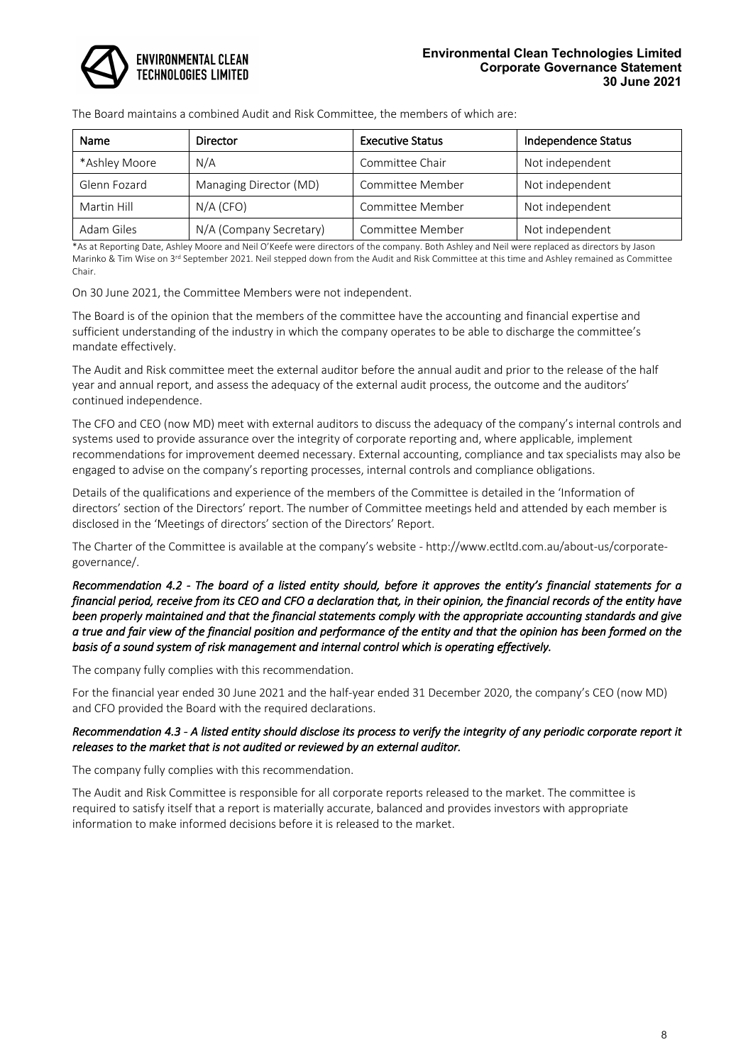The Board maintains a combined Audit and Risk Committee, the members of which are:

| Name | Director | Executive Status | Independence Status |
| --- | --- | --- | --- |
| *Ashley Moore | N/A | Committee Chair | Not independent |
| Glenn Fozard | Managing Director (MD) | Committee Member | Not independent |
| Martin Hill | N/A (CFO) | Committee Member | Not independent |
| Adam Giles | N/A (Company Secretary) | Committee Member | Not independent |

*As at Reporting Date, Ashley Moore and Neil O'Keefe were directors of the company. Both Ashley and Neil were replaced as directors by Jason Marinko & Tim Wise on 3rd September 2021. Neil stepped down from the Audit and Risk Committee at this time and Ashley remained as Committee Chair.

On 30 June 2021, the Committee Members were not independent.

The Board is of the opinion that the members of the committee have the accounting and financial expertise and sufficient understanding of the industry in which the company operates to be able to discharge the committee's mandate effectively.

The Audit and Risk committee meet the external auditor before the annual audit and prior to the release of the half year and annual report, and assess the adequacy of the external audit process, the outcome and the auditors' continued independence.

The CFO and CEO (now MD) meet with external auditors to discuss the adequacy of the company's internal controls and systems used to provide assurance over the integrity of corporate reporting and, where applicable, implement recommendations for improvement deemed necessary. External accounting, compliance and tax specialists may also be engaged to advise on the company's reporting processes, internal controls and compliance obligations.

Details of the qualifications and experience of the members of the Committee is detailed in the 'Information of directors' section of the Directors' report. The number of Committee meetings held and attended by each member is disclosed in the 'Meetings of directors' section of the Directors' Report.

The Charter of the Committee is available at the company's website - http://www.ectltd.com.au/about-us/corporate-governance/.

***Recommendation 4.2 - The board of a listed entity should, before it approves the entity's financial statements for a financial period, receive from its CEO and CFO a declaration that, in their opinion, the financial records of the entity have been properly maintained and that the financial statements comply with the appropriate accounting standards and give a true and fair view of the financial position and performance of the entity and that the opinion has been formed on the basis of a sound system of risk management and internal control which is operating effectively.***

The company fully complies with this recommendation.

For the financial year ended 30 June 2021 and the half-year ended 31 December 2020, the company's CEO (now MD) and CFO provided the Board with the required declarations.

***Recommendation 4.3 - A listed entity should disclose its process to verify the integrity of any periodic corporate report it releases to the market that is not audited or reviewed by an external auditor.***

The company fully complies with this recommendation.

The Audit and Risk Committee is responsible for all corporate reports released to the market. The committee is required to satisfy itself that a report is materially accurate, balanced and provides investors with appropriate information to make informed decisions before it is released to the market.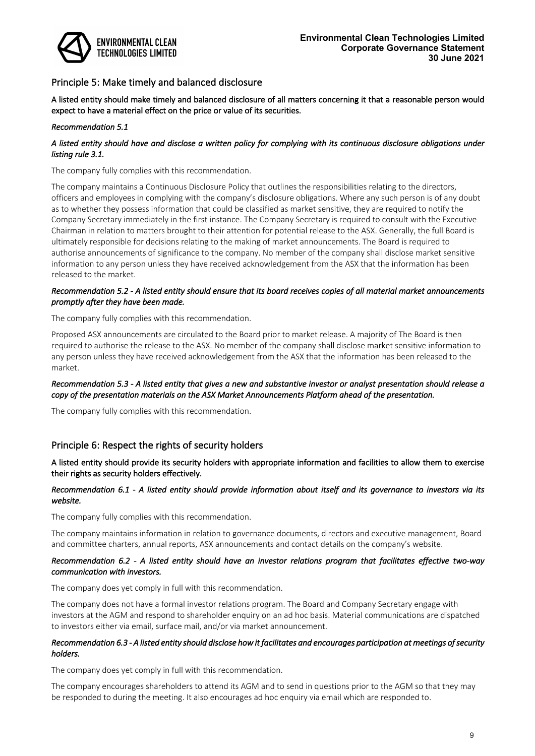## Principle 5: Make timely and balanced disclosure

**A listed entity should make timely and balanced disclosure of all matters concerning it that a reasonable person would expect to have a material effect on the price or value of its securities.**

*Recommendation 5.1*

***A listed entity should have and disclose a written policy for complying with its continuous disclosure obligations under listing rule 3.1.***

The company fully complies with this recommendation.

The company maintains a Continuous Disclosure Policy that outlines the responsibilities relating to the directors, officers and employees in complying with the company's disclosure obligations. Where any such person is of any doubt as to whether they possess information that could be classified as market sensitive, they are required to notify the Company Secretary immediately in the first instance. The Company Secretary is required to consult with the Executive Chairman in relation to matters brought to their attention for potential release to the ASX. Generally, the full Board is ultimately responsible for decisions relating to the making of market announcements. The Board is required to authorise announcements of significance to the company. No member of the company shall disclose market sensitive information to any person unless they have received acknowledgement from the ASX that the information has been released to the market.

***Recommendation 5.2 - A listed entity should ensure that its board receives copies of all material market announcements promptly after they have been made.***

The company fully complies with this recommendation.

Proposed ASX announcements are circulated to the Board prior to market release. A majority of The Board is then required to authorise the release to the ASX. No member of the company shall disclose market sensitive information to any person unless they have received acknowledgement from the ASX that the information has been released to the market.

***Recommendation 5.3 - A listed entity that gives a new and substantive investor or analyst presentation should release a copy of the presentation materials on the ASX Market Announcements Platform ahead of the presentation.***

The company fully complies with this recommendation.

## Principle 6: Respect the rights of security holders

**A listed entity should provide its security holders with appropriate information and facilities to allow them to exercise their rights as security holders effectively.**

***Recommendation 6.1 - A listed entity should provide information about itself and its governance to investors via its website.***

The company fully complies with this recommendation.

The company maintains information in relation to governance documents, directors and executive management, Board and committee charters, annual reports, ASX announcements and contact details on the company's website.

***Recommendation 6.2 - A listed entity should have an investor relations program that facilitates effective two-way communication with investors.***

The company does yet comply in full with this recommendation.

The company does not have a formal investor relations program. The Board and Company Secretary engage with investors at the AGM and respond to shareholder enquiry on an ad hoc basis. Material communications are dispatched to investors either via email, surface mail, and/or via market announcement.

***Recommendation 6.3 - A listed entity should disclose how it facilitates and encourages participation at meetings of security holders.***

The company does yet comply in full with this recommendation.

The company encourages shareholders to attend its AGM and to send in questions prior to the AGM so that they may be responded to during the meeting. It also encourages ad hoc enquiry via email which are responded to.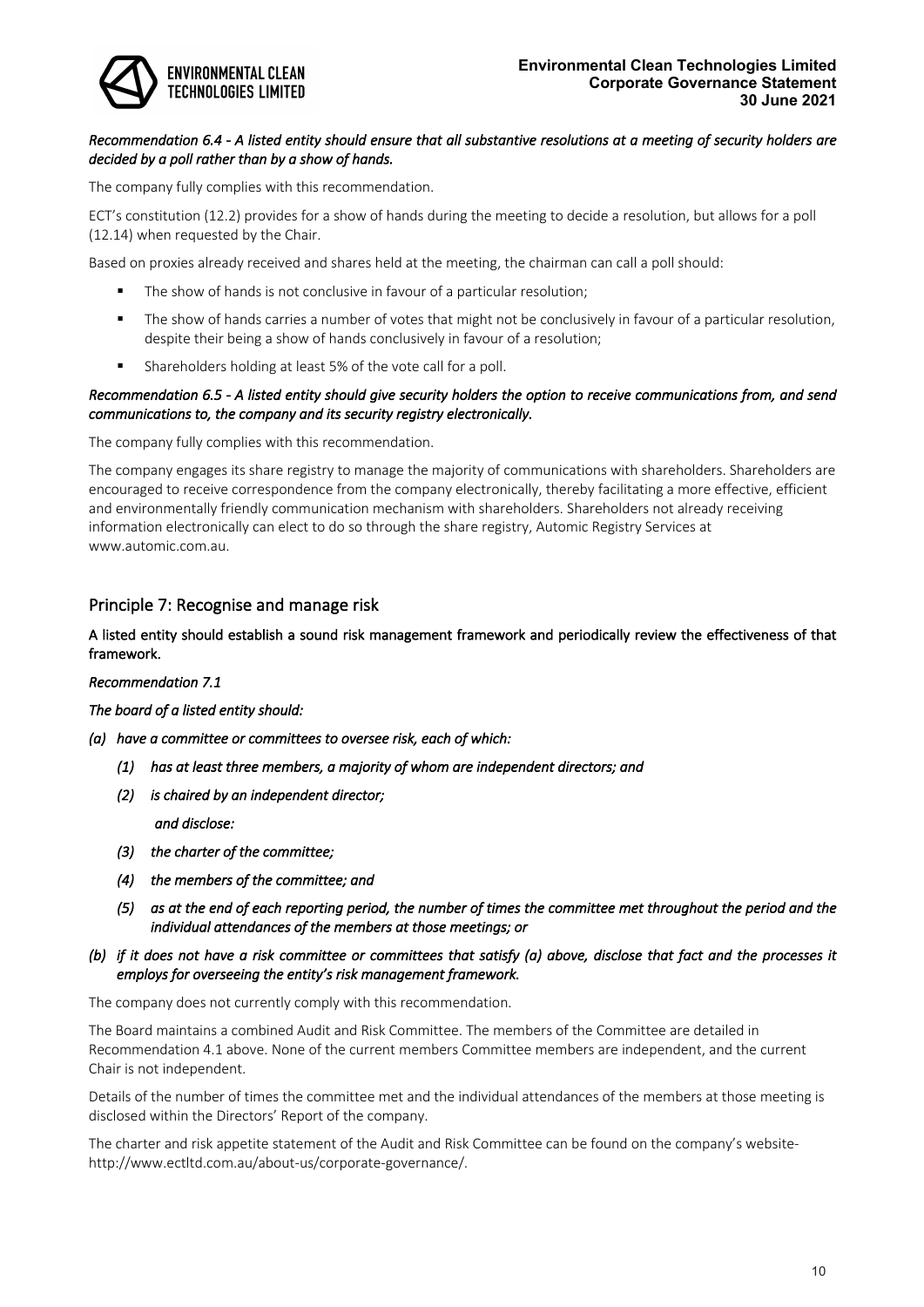*Recommendation 6.4 - A listed entity should ensure that all substantive resolutions at a meeting of security holders are decided by a poll rather than by a show of hands.*

The company fully complies with this recommendation.

ECT's constitution (12.2) provides for a show of hands during the meeting to decide a resolution, but allows for a poll (12.14) when requested by the Chair.

Based on proxies already received and shares held at the meeting, the chairman can call a poll should:

- The show of hands is not conclusive in favour of a particular resolution;
- The show of hands carries a number of votes that might not be conclusively in favour of a particular resolution, despite their being a show of hands conclusively in favour of a resolution;
- Shareholders holding at least 5% of the vote call for a poll.

*Recommendation 6.5 - A listed entity should give security holders the option to receive communications from, and send communications to, the company and its security registry electronically.*

The company fully complies with this recommendation.

The company engages its share registry to manage the majority of communications with shareholders. Shareholders are encouraged to receive correspondence from the company electronically, thereby facilitating a more effective, efficient and environmentally friendly communication mechanism with shareholders. Shareholders not already receiving information electronically can elect to do so through the share registry, Automic Registry Services at www.automic.com.au.

## Principle 7: Recognise and manage risk

**A listed entity should establish a sound risk management framework and periodically review the effectiveness of that framework.**

***Recommendation 7.1***

***The board of a listed entity should:***

***(a) have a committee or committees to oversee risk, each of which:***

***(1) has at least three members, a majority of whom are independent directors; and***

***(2) is chaired by an independent director;***

***and disclose:***

***(3) the charter of the committee;***

***(4) the members of the committee; and***

***(5) as at the end of each reporting period, the number of times the committee met throughout the period and the individual attendances of the members at those meetings; or***

***(b) if it does not have a risk committee or committees that satisfy (a) above, disclose that fact and the processes it employs for overseeing the entity's risk management framework.***

The company does not currently comply with this recommendation.

The Board maintains a combined Audit and Risk Committee. The members of the Committee are detailed in Recommendation 4.1 above. None of the current members Committee members are independent, and the current Chair is not independent.

Details of the number of times the committee met and the individual attendances of the members at those meeting is disclosed within the Directors' Report of the company.

The charter and risk appetite statement of the Audit and Risk Committee can be found on the company's website- http://www.ectltd.com.au/about-us/corporate-governance/.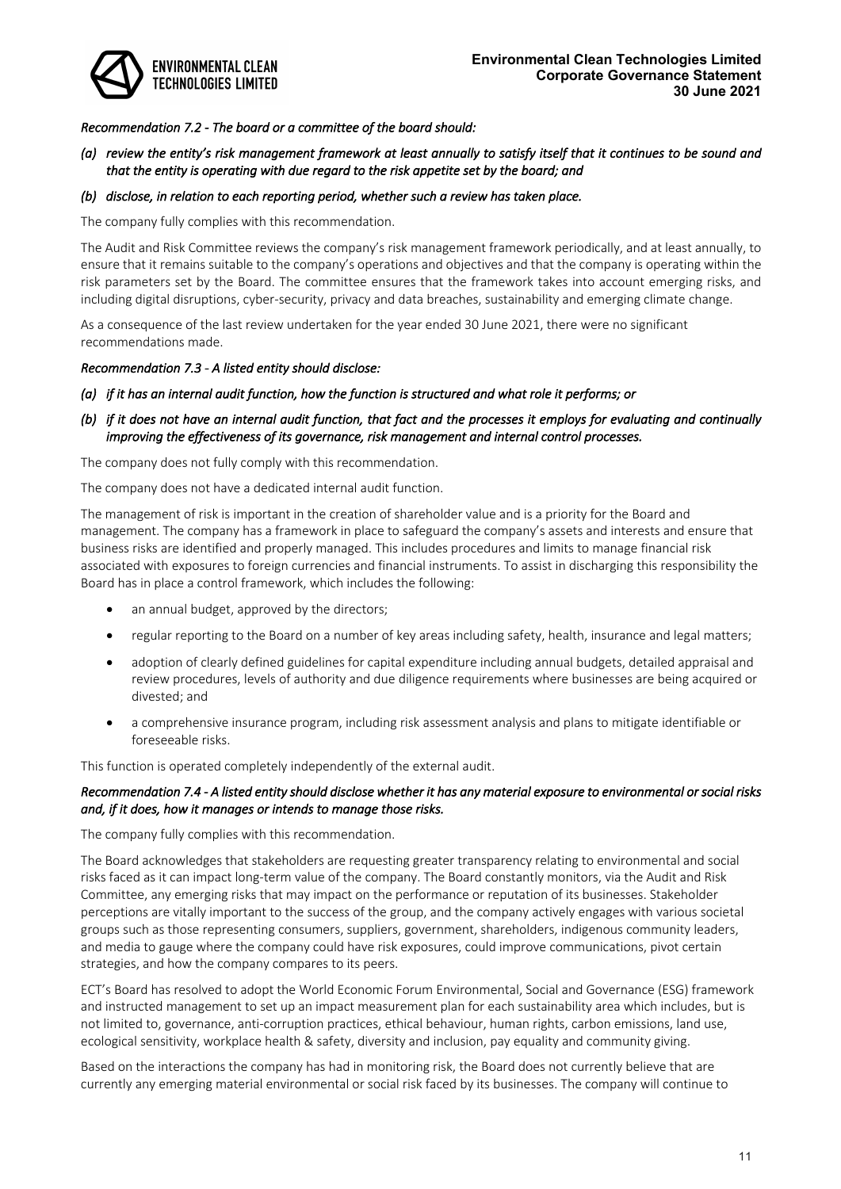*Recommendation 7.2 - The board or a committee of the board should:*

*(a) review the entity's risk management framework at least annually to satisfy itself that it continues to be sound and that the entity is operating with due regard to the risk appetite set by the board; and*

*(b) disclose, in relation to each reporting period, whether such a review has taken place.*

The company fully complies with this recommendation.

The Audit and Risk Committee reviews the company's risk management framework periodically, and at least annually, to ensure that it remains suitable to the company's operations and objectives and that the company is operating within the risk parameters set by the Board. The committee ensures that the framework takes into account emerging risks, and including digital disruptions, cyber-security, privacy and data breaches, sustainability and emerging climate change.

As a consequence of the last review undertaken for the year ended 30 June 2021, there were no significant recommendations made.

*Recommendation 7.3 - A listed entity should disclose:*

*(a) if it has an internal audit function, how the function is structured and what role it performs; or*

*(b) if it does not have an internal audit function, that fact and the processes it employs for evaluating and continually improving the effectiveness of its governance, risk management and internal control processes.*

The company does not fully comply with this recommendation.

The company does not have a dedicated internal audit function.

The management of risk is important in the creation of shareholder value and is a priority for the Board and management. The company has a framework in place to safeguard the company's assets and interests and ensure that business risks are identified and properly managed. This includes procedures and limits to manage financial risk associated with exposures to foreign currencies and financial instruments. To assist in discharging this responsibility the Board has in place a control framework, which includes the following:

- an annual budget, approved by the directors;
- regular reporting to the Board on a number of key areas including safety, health, insurance and legal matters;
- adoption of clearly defined guidelines for capital expenditure including annual budgets, detailed appraisal and review procedures, levels of authority and due diligence requirements where businesses are being acquired or divested; and
- a comprehensive insurance program, including risk assessment analysis and plans to mitigate identifiable or foreseeable risks.

This function is operated completely independently of the external audit.

*Recommendation 7.4 - A listed entity should disclose whether it has any material exposure to environmental or social risks and, if it does, how it manages or intends to manage those risks.*

The company fully complies with this recommendation.

The Board acknowledges that stakeholders are requesting greater transparency relating to environmental and social risks faced as it can impact long-term value of the company. The Board constantly monitors, via the Audit and Risk Committee, any emerging risks that may impact on the performance or reputation of its businesses. Stakeholder perceptions are vitally important to the success of the group, and the company actively engages with various societal groups such as those representing consumers, suppliers, government, shareholders, indigenous community leaders, and media to gauge where the company could have risk exposures, could improve communications, pivot certain strategies, and how the company compares to its peers.

ECT's Board has resolved to adopt the World Economic Forum Environmental, Social and Governance (ESG) framework and instructed management to set up an impact measurement plan for each sustainability area which includes, but is not limited to, governance, anti-corruption practices, ethical behaviour, human rights, carbon emissions, land use, ecological sensitivity, workplace health & safety, diversity and inclusion, pay equality and community giving.

Based on the interactions the company has had in monitoring risk, the Board does not currently believe that are currently any emerging material environmental or social risk faced by its businesses. The company will continue to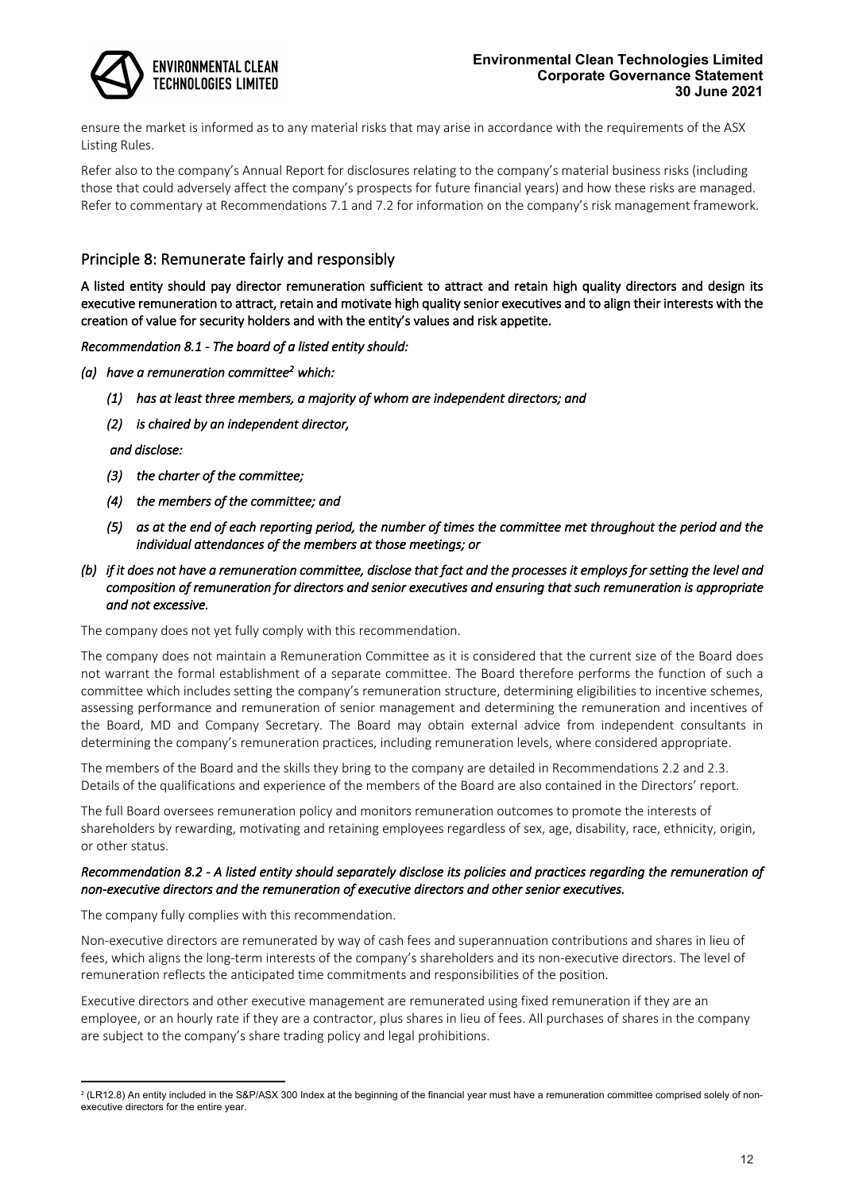ensure the market is informed as to any material risks that may arise in accordance with the requirements of the ASX Listing Rules.

Refer also to the company's Annual Report for disclosures relating to the company's material business risks (including those that could adversely affect the company's prospects for future financial years) and how these risks are managed. Refer to commentary at Recommendations 7.1 and 7.2 for information on the company's risk management framework.

## Principle 8: Remunerate fairly and responsibly

**A listed entity should pay director remuneration sufficient to attract and retain high quality directors and design its executive remuneration to attract, retain and motivate high quality senior executives and to align their interests with the creation of value for security holders and with the entity's values and risk appetite.**

***Recommendation 8.1 - The board of a listed entity should:***

***(a) have a remuneration committee[2] which:***

- ***(1) has at least three members, a majority of whom are independent directors; and***
- ***(2) is chaired by an independent director,***

***and disclose:***

- ***(3) the charter of the committee;***
- ***(4) the members of the committee; and***
- ***(5) as at the end of each reporting period, the number of times the committee met throughout the period and the individual attendances of the members at those meetings; or***

***(b) if it does not have a remuneration committee, disclose that fact and the processes it employs for setting the level and composition of remuneration for directors and senior executives and ensuring that such remuneration is appropriate and not excessive.***

The company does not yet fully comply with this recommendation.

The company does not maintain a Remuneration Committee as it is considered that the current size of the Board does not warrant the formal establishment of a separate committee. The Board therefore performs the function of such a committee which includes setting the company's remuneration structure, determining eligibilities to incentive schemes, assessing performance and remuneration of senior management and determining the remuneration and incentives of the Board, MD and Company Secretary. The Board may obtain external advice from independent consultants in determining the company's remuneration practices, including remuneration levels, where considered appropriate.

The members of the Board and the skills they bring to the company are detailed in Recommendations 2.2 and 2.3. Details of the qualifications and experience of the members of the Board are also contained in the Directors' report.

The full Board oversees remuneration policy and monitors remuneration outcomes to promote the interests of shareholders by rewarding, motivating and retaining employees regardless of sex, age, disability, race, ethnicity, origin, or other status.

***Recommendation 8.2 - A listed entity should separately disclose its policies and practices regarding the remuneration of non-executive directors and the remuneration of executive directors and other senior executives.***

The company fully complies with this recommendation.

Non-executive directors are remunerated by way of cash fees and superannuation contributions and shares in lieu of fees, which aligns the long-term interests of the company's shareholders and its non-executive directors. The level of remuneration reflects the anticipated time commitments and responsibilities of the position.

Executive directors and other executive management are remunerated using fixed remuneration if they are an employee, or an hourly rate if they are a contractor, plus shares in lieu of fees. All purchases of shares in the company are subject to the company's share trading policy and legal prohibitions.

---

[2] (LR12.8) An entity included in the S&P/ASX 300 Index at the beginning of the financial year must have a remuneration committee comprised solely of non-executive directors for the entire year.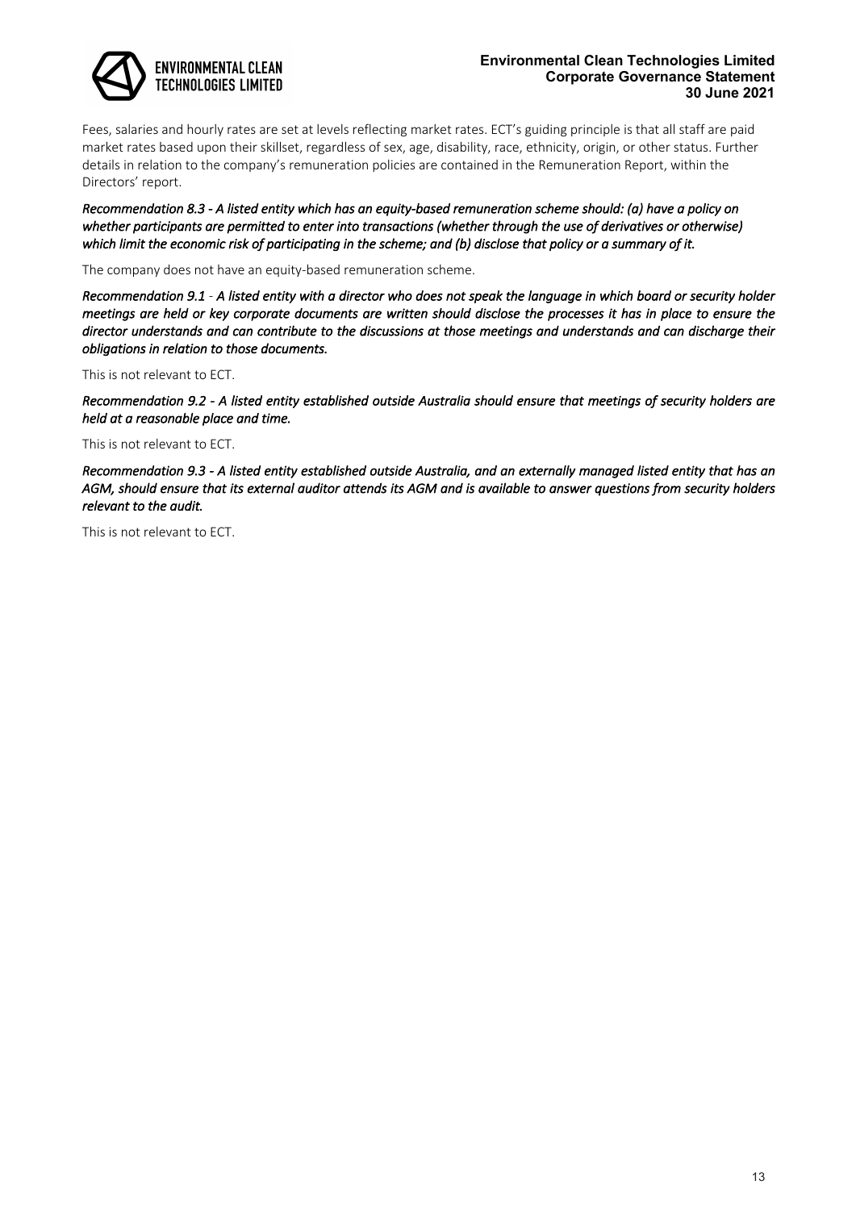Fees, salaries and hourly rates are set at levels reflecting market rates. ECT's guiding principle is that all staff are paid market rates based upon their skillset, regardless of sex, age, disability, race, ethnicity, origin, or other status. Further details in relation to the company's remuneration policies are contained in the Remuneration Report, within the Directors' report.

***Recommendation 8.3 - A listed entity which has an equity-based remuneration scheme should: (a) have a policy on whether participants are permitted to enter into transactions (whether through the use of derivatives or otherwise) which limit the economic risk of participating in the scheme; and (b) disclose that policy or a summary of it.***

The company does not have an equity-based remuneration scheme.

***Recommendation 9.1 - A listed entity with a director who does not speak the language in which board or security holder meetings are held or key corporate documents are written should disclose the processes it has in place to ensure the director understands and can contribute to the discussions at those meetings and understands and can discharge their obligations in relation to those documents.***

This is not relevant to ECT.

***Recommendation 9.2 - A listed entity established outside Australia should ensure that meetings of security holders are held at a reasonable place and time.***

This is not relevant to ECT.

***Recommendation 9.3 - A listed entity established outside Australia, and an externally managed listed entity that has an AGM, should ensure that its external auditor attends its AGM and is available to answer questions from security holders relevant to the audit.***

This is not relevant to ECT.